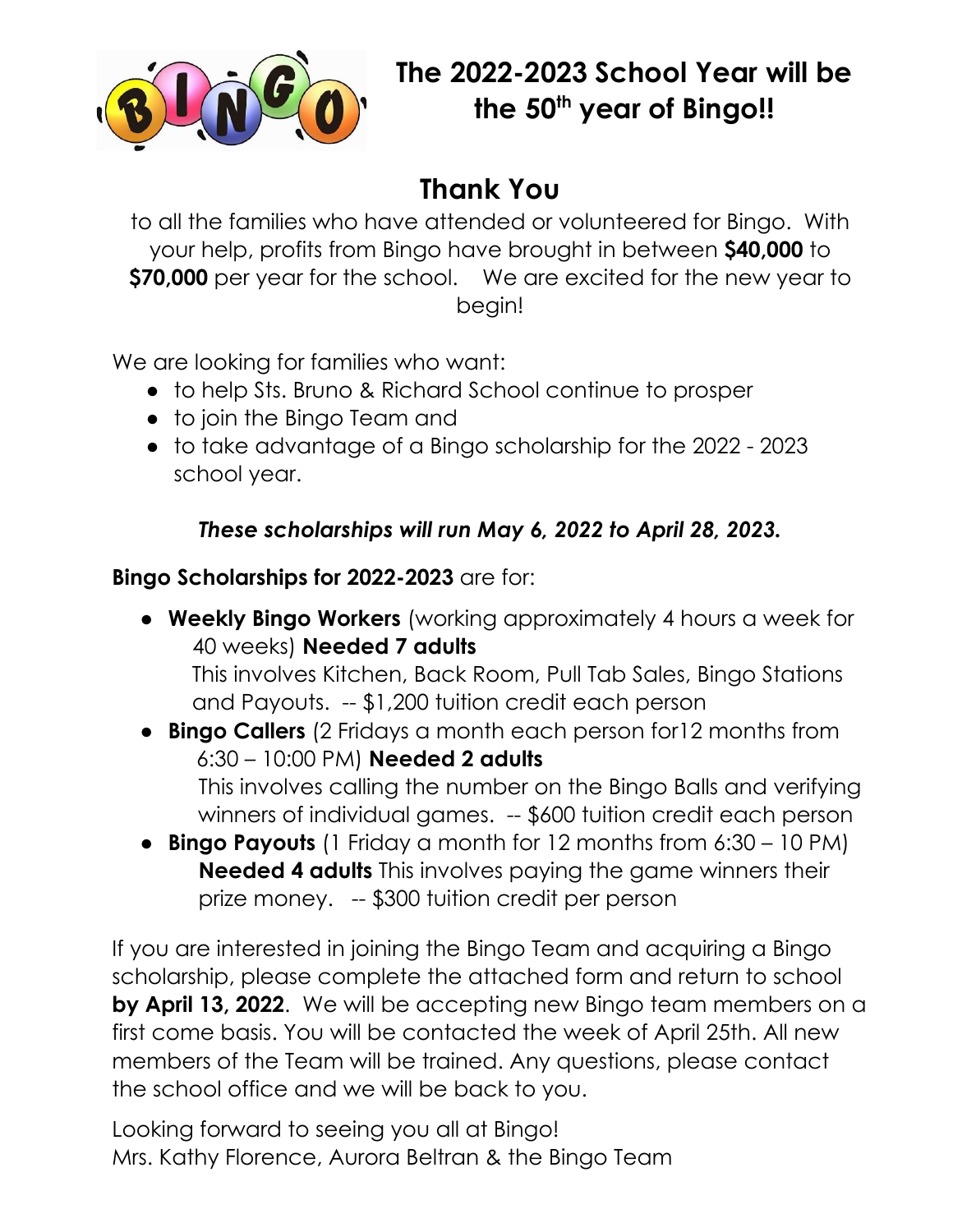# The 2022-2023 School Year will be the 50th year of Bingo!!

## Thank You

to all the families who have attended or volunteered for Bingo. With your help, profits from Bingo have brought in between **$40,000** to **$70,000** per year for the school. We are excited for the new year to begin!

We are looking for families who want:

- to help Sts. Bruno & Richard School continue to prosper
- to join the Bingo Team and
- to take advantage of a Bingo scholarship for the 2022 - 2023 school year.

***These scholarships will run May 6, 2022 to April 28, 2023.***

**Bingo Scholarships for 2022-2023** are for:

- **Weekly Bingo Workers** (working approximately 4 hours a week for 40 weeks) **Needed 7 adults**
  This involves Kitchen, Back Room, Pull Tab Sales, Bingo Stations and Payouts. -- $1,200 tuition credit each person
- **Bingo Callers** (2 Fridays a month each person for12 months from 6:30 – 10:00 PM) **Needed 2 adults**
  This involves calling the number on the Bingo Balls and verifying winners of individual games. -- $600 tuition credit each person
- **Bingo Payouts** (1 Friday a month for 12 months from 6:30 – 10 PM) **Needed 4 adults** This involves paying the game winners their prize money. -- $300 tuition credit per person

If you are interested in joining the Bingo Team and acquiring a Bingo scholarship, please complete the attached form and return to school **by April 13, 2022**. We will be accepting new Bingo team members on a first come basis. You will be contacted the week of April 25th. All new members of the Team will be trained. Any questions, please contact the school office and we will be back to you.

Looking forward to seeing you all at Bingo!
Mrs. Kathy Florence, Aurora Beltran & the Bingo Team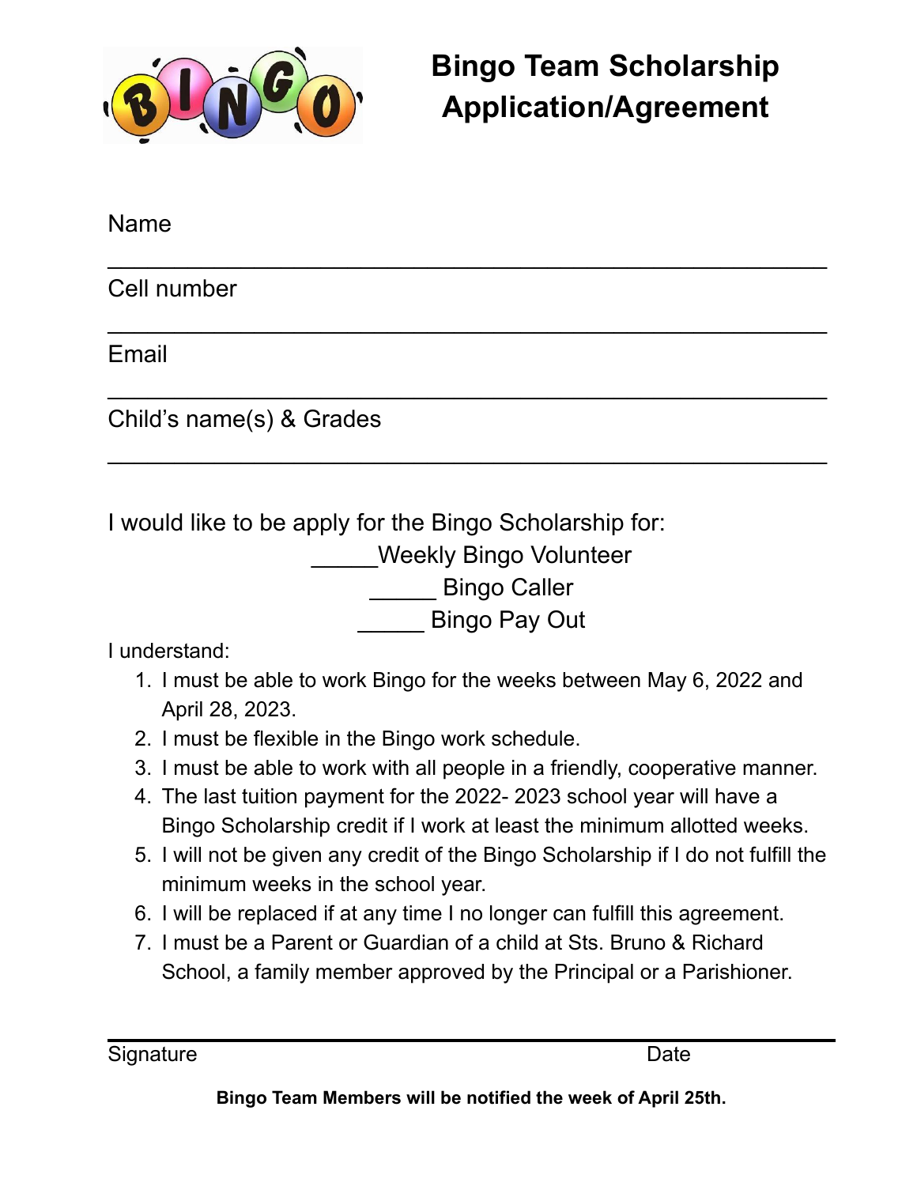# Bingo Team Scholarship Application/Agreement

Name

______________________________________________

Cell number

______________________________________________

Email

______________________________________________

Child's name(s) & Grades

______________________________________________

I would like to be apply for the Bingo Scholarship for:

_____Weekly Bingo Volunteer

_____ Bingo Caller

_____ Bingo Pay Out

I understand:

1. I must be able to work Bingo for the weeks between May 6, 2022 and April 28, 2023.
2. I must be flexible in the Bingo work schedule.
3. I must be able to work with all people in a friendly, cooperative manner.
4. The last tuition payment for the 2022- 2023 school year will have a Bingo Scholarship credit if I work at least the minimum allotted weeks.
5. I will not be given any credit of the Bingo Scholarship if I do not fulfill the minimum weeks in the school year.
6. I will be replaced if at any time I no longer can fulfill this agreement.
7. I must be a Parent or Guardian of a child at Sts. Bruno & Richard School, a family member approved by the Principal or a Parishioner.

______________________________________________

Signature Date

**Bingo Team Members will be notified the week of April 25th.**